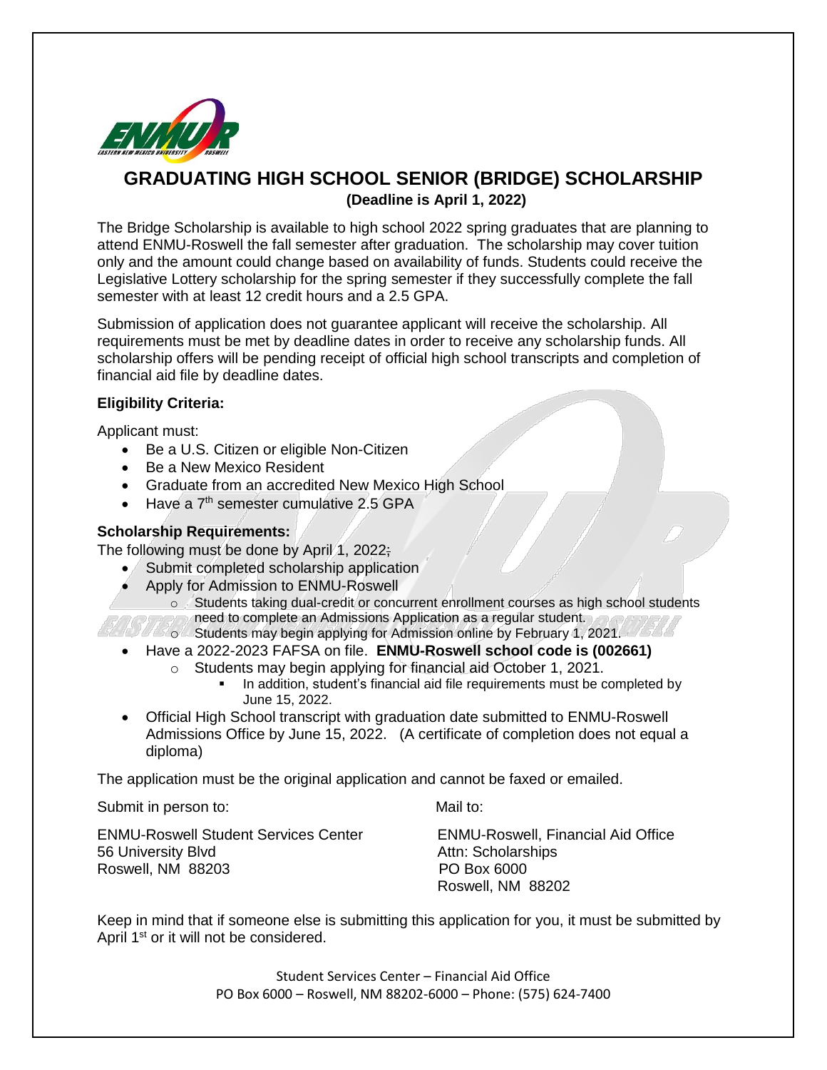# GRADUATING HIGH SCHOOL SENIOR (BRIDGE) SCHOLARSHIP

**(Deadline is April 1, 2022)**

The Bridge Scholarship is available to high school 2022 spring graduates that are planning to attend ENMU-Roswell the fall semester after graduation. The scholarship may cover tuition only and the amount could change based on availability of funds. Students could receive the Legislative Lottery scholarship for the spring semester if they successfully complete the fall semester with at least 12 credit hours and a 2.5 GPA.

Submission of application does not guarantee applicant will receive the scholarship. All requirements must be met by deadline dates in order to receive any scholarship funds. All scholarship offers will be pending receipt of official high school transcripts and completion of financial aid file by deadline dates.

**Eligibility Criteria:**

Applicant must:

- Be a U.S. Citizen or eligible Non-Citizen
- Be a New Mexico Resident
- Graduate from an accredited New Mexico High School
- Have a 7th semester cumulative 2.5 GPA

**Scholarship Requirements:**

The following must be done by April 1, 2022;

- Submit completed scholarship application
- Apply for Admission to ENMU-Roswell
  - Students taking dual-credit or concurrent enrollment courses as high school students need to complete an Admissions Application as a regular student.
  - Students may begin applying for Admission online by February 1, 2021.
- Have a 2022-2023 FAFSA on file. **ENMU-Roswell school code is (002661)**
  - Students may begin applying for financial aid October 1, 2021.
    - In addition, student's financial aid file requirements must be completed by June 15, 2022.
- Official High School transcript with graduation date submitted to ENMU-Roswell Admissions Office by June 15, 2022. (A certificate of completion does not equal a diploma)

The application must be the original application and cannot be faxed or emailed.

Submit in person to:

ENMU-Roswell Student Services Center
56 University Blvd
Roswell, NM 88203

Mail to:

ENMU-Roswell, Financial Aid Office
Attn: Scholarships
PO Box 6000
Roswell, NM 88202

Keep in mind that if someone else is submitting this application for you, it must be submitted by April 1st or it will not be considered.

Student Services Center – Financial Aid Office
PO Box 6000 – Roswell, NM 88202-6000 – Phone: (575) 624-7400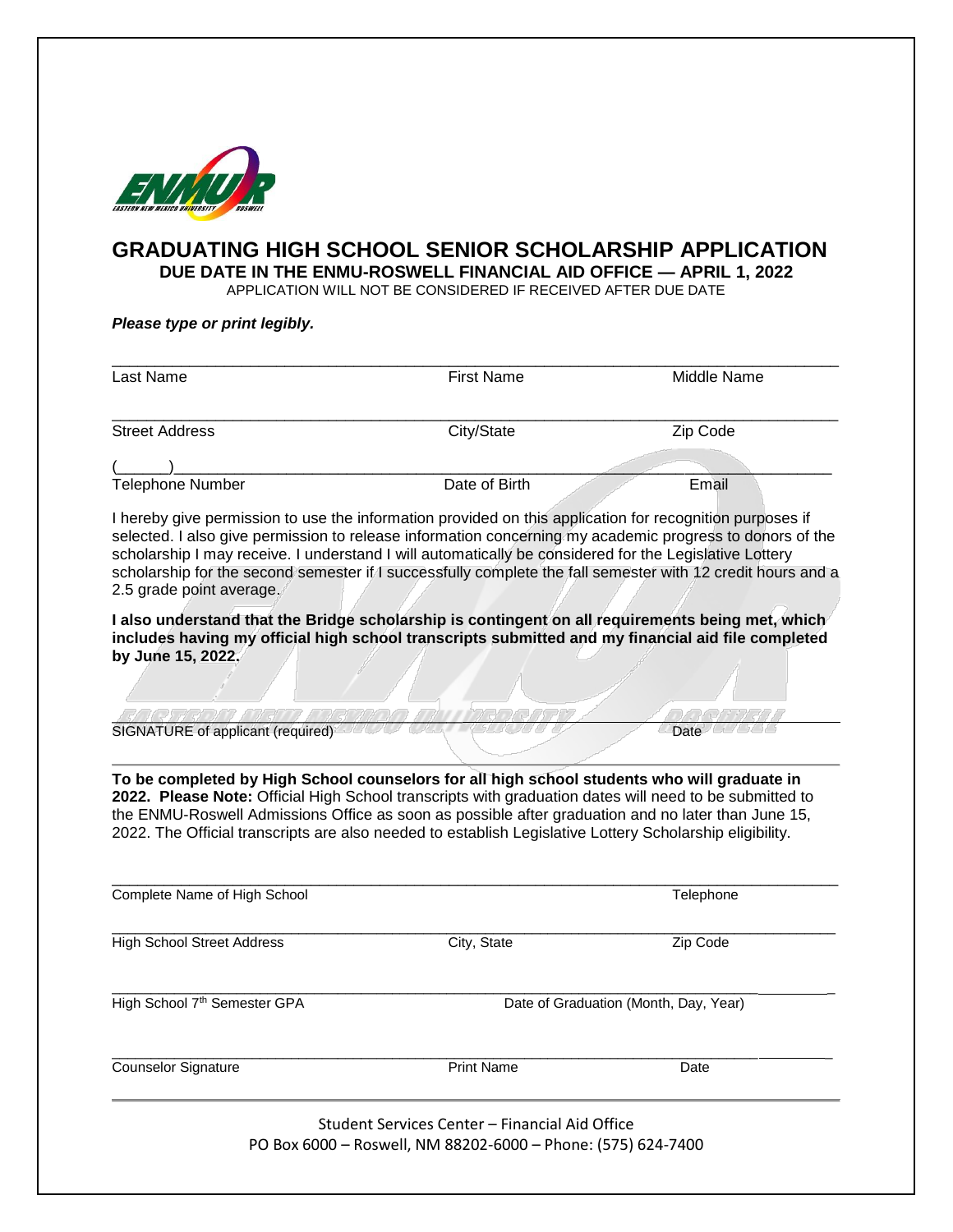# GRADUATING HIGH SCHOOL SENIOR SCHOLARSHIP APPLICATION

**DUE DATE IN THE ENMU-ROSWELL FINANCIAL AID OFFICE — APRIL 1, 2022**

APPLICATION WILL NOT BE CONSIDERED IF RECEIVED AFTER DUE DATE

***Please type or print legibly.***

______________________________________________________________________________
Last Name　　　　　　　　　　　　First Name　　　　　　　　　　　　Middle Name

______________________________________________________________________________
Street Address　　　　　　　　　　City/State　　　　　　　　　　　　Zip Code

(______)______________________________________________________________________
Telephone Number　　　　　　　　Date of Birth　　　　　　　　　　　Email

I hereby give permission to use the information provided on this application for recognition purposes if selected. I also give permission to release information concerning my academic progress to donors of the scholarship I may receive. I understand I will automatically be considered for the Legislative Lottery scholarship for the second semester if I successfully complete the fall semester with 12 credit hours and a 2.5 grade point average.

**I also understand that the Bridge scholarship is contingent on all requirements being met, which includes having my official high school transcripts submitted and my financial aid file completed by June 15, 2022.**

______________________________________________________________________________
SIGNATURE of applicant (required)　　　　　　　　　　　　　　　　　　Date

**To be completed by High School counselors for all high school students who will graduate in 2022. Please Note:** Official High School transcripts with graduation dates will need to be submitted to the ENMU-Roswell Admissions Office as soon as possible after graduation and no later than June 15, 2022. The Official transcripts are also needed to establish Legislative Lottery Scholarship eligibility.

______________________________________________________________________________
Complete Name of High School　　　　　　　　　　　　　　　　　　　Telephone

______________________________________________________________________________
High School Street Address　　　　　　City, State　　　　　　　　　　Zip Code

______________________________________________________________________________
High School 7th Semester GPA　　　　　　　　　Date of Graduation (Month, Day, Year)

______________________________________________________________________________
Counselor Signature　　　　　　　　　　Print Name　　　　　　　　　　Date

Student Services Center – Financial Aid Office
PO Box 6000 – Roswell, NM 88202-6000 – Phone: (575) 624-7400